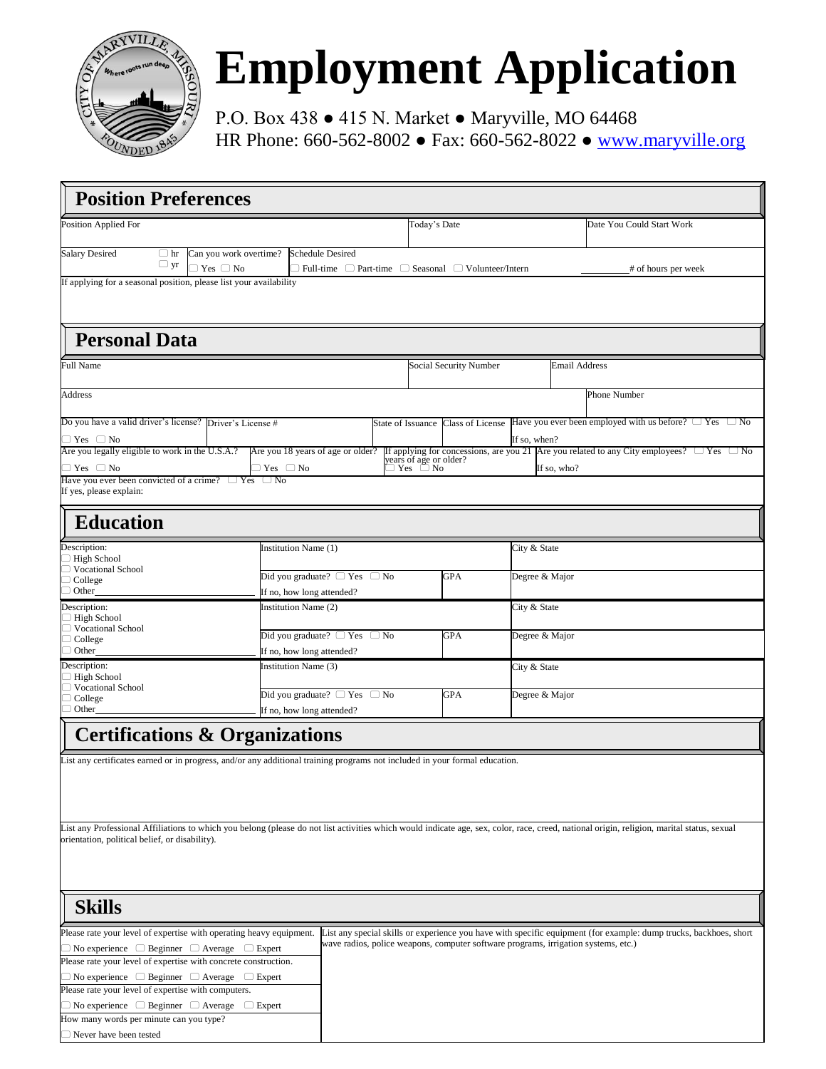# Employment Application

P.O. Box 438 ● 415 N. Market ● Maryville, MO 64468
HR Phone: 660-562-8002 ● Fax: 660-562-8022 ● www.maryville.org

## Position Preferences

| Position Applied For | Today's Date | Date You Could Start Work |
|---|---|---|
| | | |

| Salary Desired ☐ hr ☐ yr | Can you work overtime? ☐ Yes ☐ No | Schedule Desired ☐ Full-time ☐ Part-time ☐ Seasonal ☐ Volunteer/Intern | ________# of hours per week |
|---|---|---|---|

If applying for a seasonal position, please list your availability

## Personal Data

| Full Name | Social Security Number | Email Address |
|---|---|---|
| | | |

| Address | Phone Number |
|---|---|
| | |

| Do you have a valid driver's license? ☐ Yes ☐ No | Driver's License # | State of Issuance | Class of License | Have you ever been employed with us before? ☐ Yes ☐ No If so, when? |
|---|---|---|---|---|

| Are you legally eligible to work in the U.S.A.? ☐ Yes ☐ No | Are you 18 years of age or older? ☐ Yes ☐ No | If applying for concessions, are you 21 years of age or older? ☐ Yes ☐ No | Are you related to any City employees? ☐ Yes ☐ No If so, who? |
|---|---|---|---|

Have you ever been convicted of a crime? ☐ Yes ☐ No
If yes, please explain:

## Education

| Description: | Institution Name (1) | | City & State |
|---|---|---|---|
| ☐ High School ☐ Vocational School ☐ College ☐ Other______ | Did you graduate? ☐ Yes ☐ No | GPA | Degree & Major |
| | If no, how long attended? | | |

| Description: | Institution Name (2) | | City & State |
|---|---|---|---|
| ☐ High School ☐ Vocational School ☐ College ☐ Other______ | Did you graduate? ☐ Yes ☐ No | GPA | Degree & Major |
| | If no, how long attended? | | |

| Description: | Institution Name (3) | | City & State |
|---|---|---|---|
| ☐ High School ☐ Vocational School ☐ College ☐ Other______ | Did you graduate? ☐ Yes ☐ No | GPA | Degree & Major |
| | If no, how long attended? | | |

## Certifications & Organizations

List any certificates earned or in progress, and/or any additional training programs not included in your formal education.

List any Professional Affiliations to which you belong (please do not list activities which would indicate age, sex, color, race, creed, national origin, religion, marital status, sexual orientation, political belief, or disability).

## Skills

| Please rate your level of expertise with operating heavy equipment. ☐ No experience ☐ Beginner ☐ Average ☐ Expert | List any special skills or experience you have with specific equipment (for example: dump trucks, backhoes, short wave radios, police weapons, computer software programs, irrigation systems, etc.) |
|---|---|
| Please rate your level of expertise with concrete construction. ☐ No experience ☐ Beginner ☐ Average ☐ Expert | |
| Please rate your level of expertise with computers. ☐ No experience ☐ Beginner ☐ Average ☐ Expert | |
| How many words per minute can you type? ☐ Never have been tested | |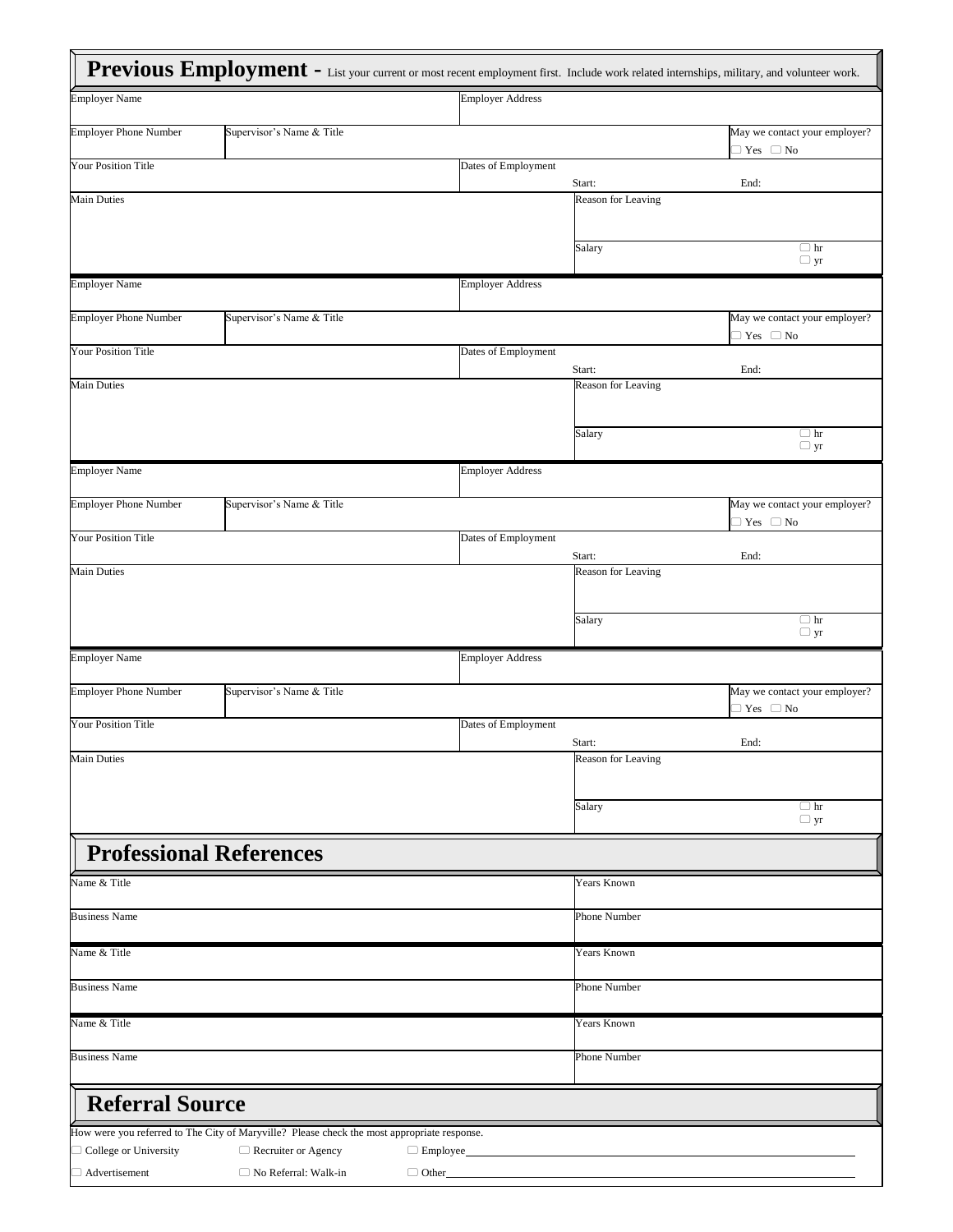## Previous Employment - List your current or most recent employment first. Include work related internships, military, and volunteer work.

| Employer Name | | Employer Address | |
|---|---|---|---|
| Employer Phone Number | Supervisor's Name & Title | | May we contact your employer? ☐ Yes ☐ No |
| Your Position Title | | Dates of Employment Start: | End: |
| Main Duties | | Reason for Leaving | |
| | | Salary | ☐ hr ☐ yr |

| Employer Name | | Employer Address | |
|---|---|---|---|
| Employer Phone Number | Supervisor's Name & Title | | May we contact your employer? ☐ Yes ☐ No |
| Your Position Title | | Dates of Employment Start: | End: |
| Main Duties | | Reason for Leaving | |
| | | Salary | ☐ hr ☐ yr |

| Employer Name | | Employer Address | |
|---|---|---|---|
| Employer Phone Number | Supervisor's Name & Title | | May we contact your employer? ☐ Yes ☐ No |
| Your Position Title | | Dates of Employment Start: | End: |
| Main Duties | | Reason for Leaving | |
| | | Salary | ☐ hr ☐ yr |

| Employer Name | | Employer Address | |
|---|---|---|---|
| Employer Phone Number | Supervisor's Name & Title | | May we contact your employer? ☐ Yes ☐ No |
| Your Position Title | | Dates of Employment Start: | End: |
| Main Duties | | Reason for Leaving | |
| | | Salary | ☐ hr ☐ yr |

## Professional References

| Name & Title | Years Known |
|---|---|
| Business Name | Phone Number |

| Name & Title | Years Known |
|---|---|
| Business Name | Phone Number |

| Name & Title | Years Known |
|---|---|
| Business Name | Phone Number |

## Referral Source

How were you referred to The City of Maryville? Please check the most appropriate response.

☐ College or University ☐ Recruiter or Agency ☐ Employee____________________

☐ Advertisement ☐ No Referral: Walk-in ☐ Other____________________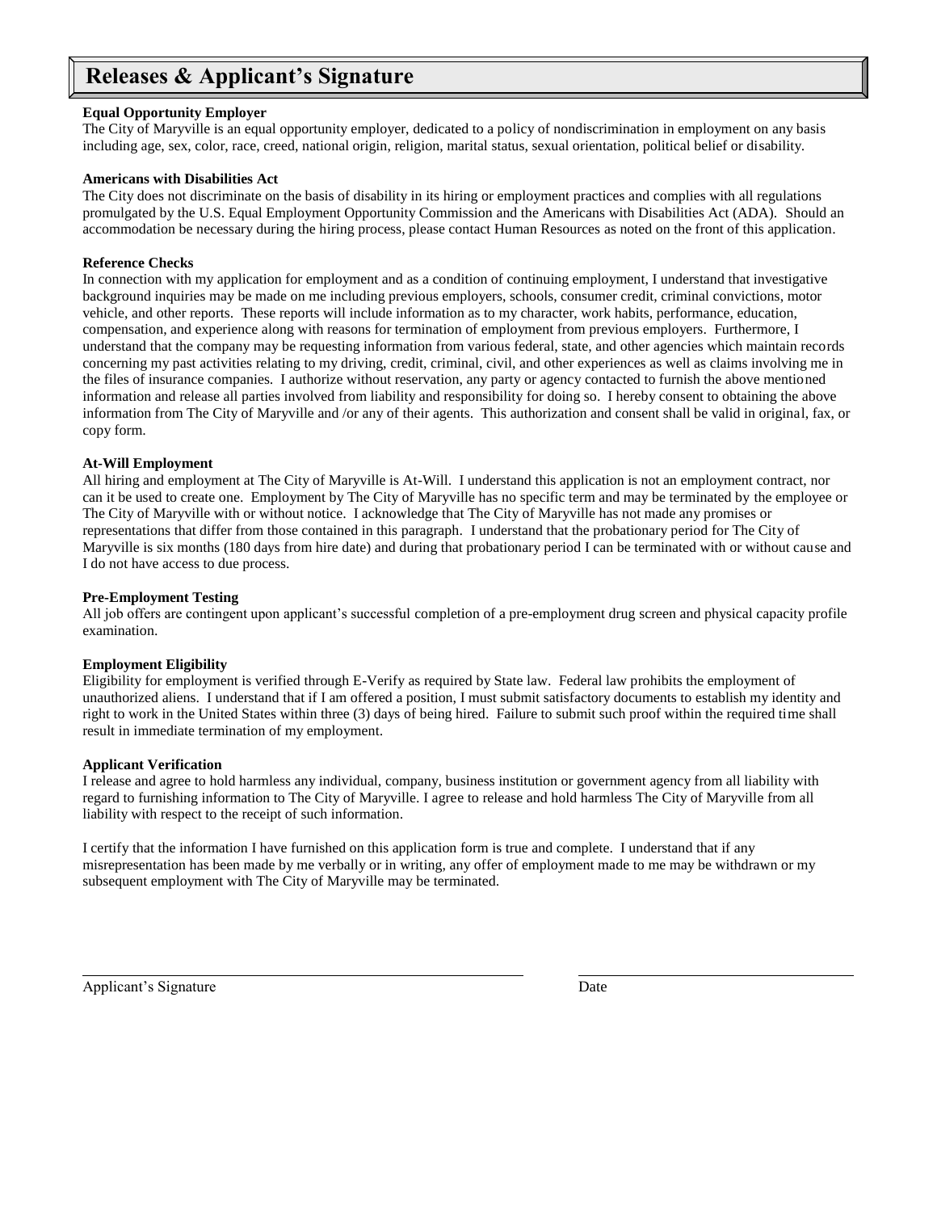# Releases & Applicant's Signature

**Equal Opportunity Employer**

The City of Maryville is an equal opportunity employer, dedicated to a policy of nondiscrimination in employment on any basis including age, sex, color, race, creed, national origin, religion, marital status, sexual orientation, political belief or disability.

**Americans with Disabilities Act**

The City does not discriminate on the basis of disability in its hiring or employment practices and complies with all regulations promulgated by the U.S. Equal Employment Opportunity Commission and the Americans with Disabilities Act (ADA). Should an accommodation be necessary during the hiring process, please contact Human Resources as noted on the front of this application.

**Reference Checks**

In connection with my application for employment and as a condition of continuing employment, I understand that investigative background inquiries may be made on me including previous employers, schools, consumer credit, criminal convictions, motor vehicle, and other reports. These reports will include information as to my character, work habits, performance, education, compensation, and experience along with reasons for termination of employment from previous employers. Furthermore, I understand that the company may be requesting information from various federal, state, and other agencies which maintain records concerning my past activities relating to my driving, credit, criminal, civil, and other experiences as well as claims involving me in the files of insurance companies. I authorize without reservation, any party or agency contacted to furnish the above mentioned information and release all parties involved from liability and responsibility for doing so. I hereby consent to obtaining the above information from The City of Maryville and /or any of their agents. This authorization and consent shall be valid in original, fax, or copy form.

**At-Will Employment**

All hiring and employment at The City of Maryville is At-Will. I understand this application is not an employment contract, nor can it be used to create one. Employment by The City of Maryville has no specific term and may be terminated by the employee or The City of Maryville with or without notice. I acknowledge that The City of Maryville has not made any promises or representations that differ from those contained in this paragraph. I understand that the probationary period for The City of Maryville is six months (180 days from hire date) and during that probationary period I can be terminated with or without cause and I do not have access to due process.

**Pre-Employment Testing**

All job offers are contingent upon applicant's successful completion of a pre-employment drug screen and physical capacity profile examination.

**Employment Eligibility**

Eligibility for employment is verified through E-Verify as required by State law. Federal law prohibits the employment of unauthorized aliens. I understand that if I am offered a position, I must submit satisfactory documents to establish my identity and right to work in the United States within three (3) days of being hired. Failure to submit such proof within the required time shall result in immediate termination of my employment.

**Applicant Verification**

I release and agree to hold harmless any individual, company, business institution or government agency from all liability with regard to furnishing information to The City of Maryville. I agree to release and hold harmless The City of Maryville from all liability with respect to the receipt of such information.

I certify that the information I have furnished on this application form is true and complete. I understand that if any misrepresentation has been made by me verbally or in writing, any offer of employment made to me may be withdrawn or my subsequent employment with The City of Maryville may be terminated.

_______________________________________ &nbsp;&nbsp;&nbsp;&nbsp; _______________________

Applicant's Signature &nbsp;&nbsp;&nbsp;&nbsp; Date